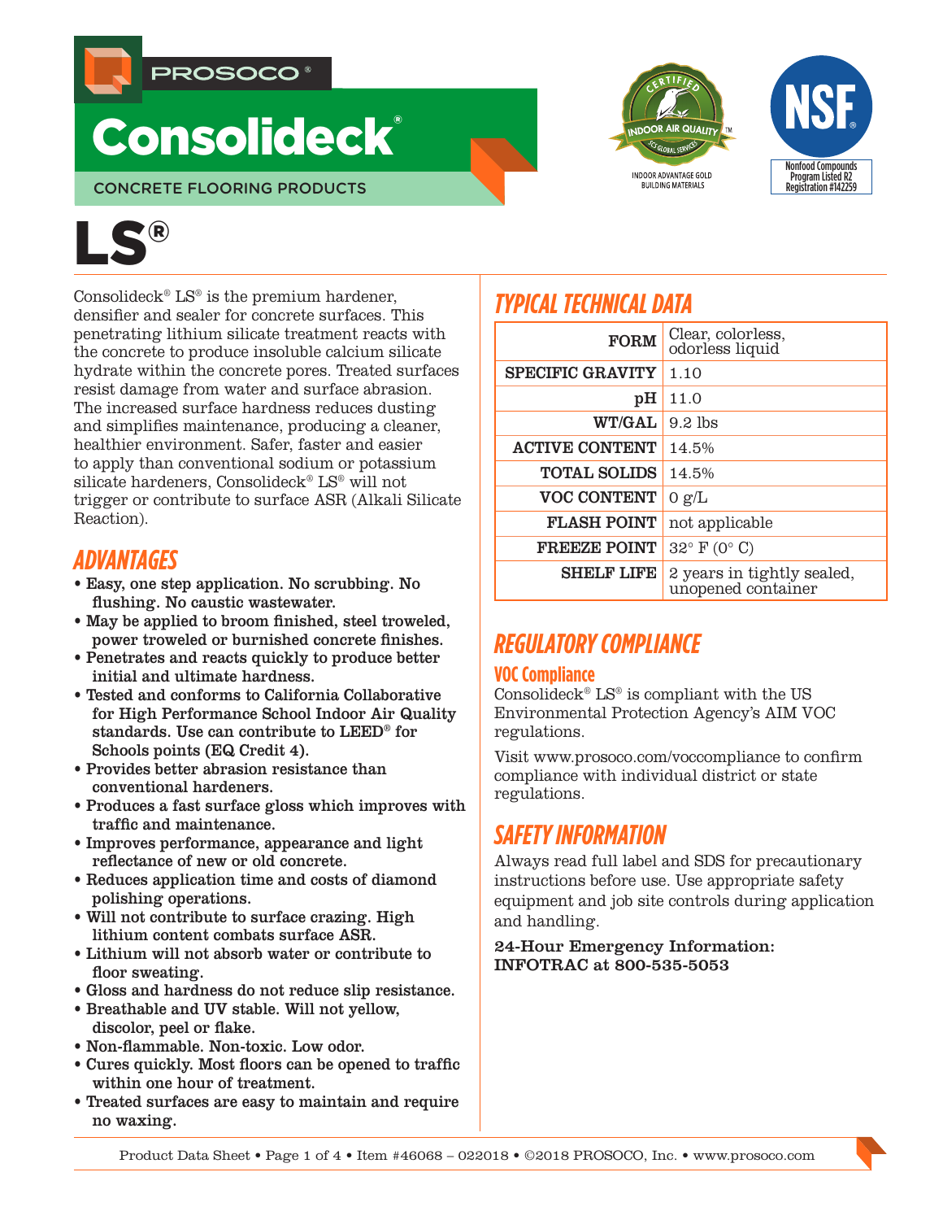PROSOCO®

# Consolideck®

CONCRETE FLOORING PRODUCTS

CERTIFIED INDOOR AIR QUALITY™ SCS GLOBAL SERVICES
INDOOR ADVANTAGE GOLD BUILDING MATERIALS

NSF® Nonfood Compounds Program Listed R2 Registration #142259

# LS®

Consolideck® LS® is the premium hardener, densifier and sealer for concrete surfaces. This penetrating lithium silicate treatment reacts with the concrete to produce insoluble calcium silicate hydrate within the concrete pores. Treated surfaces resist damage from water and surface abrasion. The increased surface hardness reduces dusting and simplifies maintenance, producing a cleaner, healthier environment. Safer, faster and easier to apply than conventional sodium or potassium silicate hardeners, Consolideck® LS® will not trigger or contribute to surface ASR (Alkali Silicate Reaction).

## ADVANTAGES

- Easy, one step application. No scrubbing. No flushing. No caustic wastewater.
- May be applied to broom finished, steel troweled, power troweled or burnished concrete finishes.
- Penetrates and reacts quickly to produce better initial and ultimate hardness.
- Tested and conforms to California Collaborative for High Performance School Indoor Air Quality standards. Use can contribute to LEED® for Schools points (EQ Credit 4).
- Provides better abrasion resistance than conventional hardeners.
- Produces a fast surface gloss which improves with traffic and maintenance.
- Improves performance, appearance and light reflectance of new or old concrete.
- Reduces application time and costs of diamond polishing operations.
- Will not contribute to surface crazing. High lithium content combats surface ASR.
- Lithium will not absorb water or contribute to floor sweating.
- Gloss and hardness do not reduce slip resistance.
- Breathable and UV stable. Will not yellow, discolor, peel or flake.
- Non-flammable. Non-toxic. Low odor.
- Cures quickly. Most floors can be opened to traffic within one hour of treatment.
- Treated surfaces are easy to maintain and require no waxing.

## TYPICAL TECHNICAL DATA

| | |
|---|---|
| FORM | Clear, colorless, odorless liquid |
| SPECIFIC GRAVITY | 1.10 |
| pH | 11.0 |
| WT/GAL | 9.2 lbs |
| ACTIVE CONTENT | 14.5% |
| TOTAL SOLIDS | 14.5% |
| VOC CONTENT | 0 g/L |
| FLASH POINT | not applicable |
| FREEZE POINT | 32° F (0° C) |
| SHELF LIFE | 2 years in tightly sealed, unopened container |

## REGULATORY COMPLIANCE

### VOC Compliance

Consolideck® LS® is compliant with the US Environmental Protection Agency's AIM VOC regulations.

Visit www.prosoco.com/voccompliance to confirm compliance with individual district or state regulations.

## SAFETY INFORMATION

Always read full label and SDS for precautionary instructions before use. Use appropriate safety equipment and job site controls during application and handling.

**24-Hour Emergency Information:**
**INFOTRAC at 800-535-5053**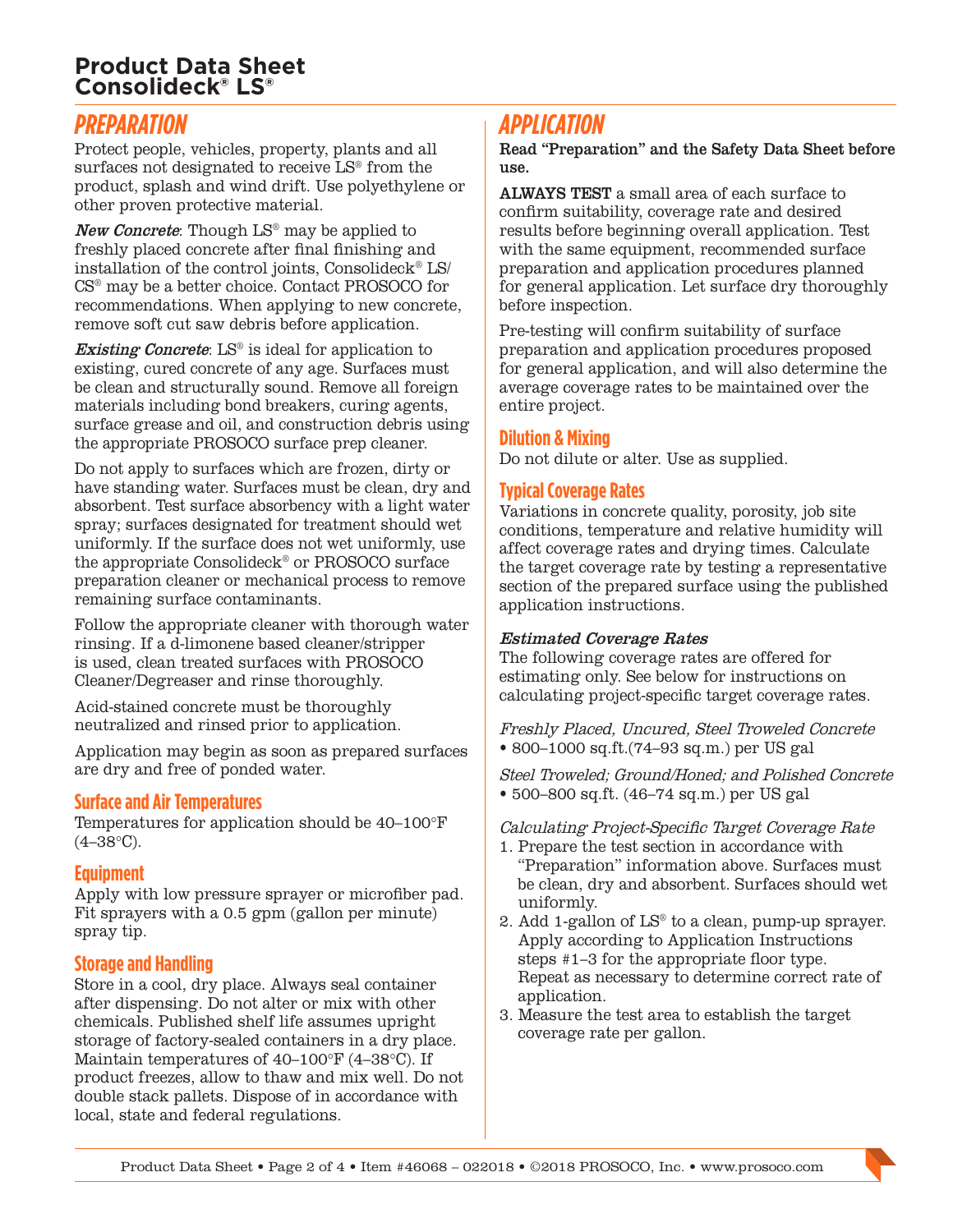## PREPARATION

Protect people, vehicles, property, plants and all surfaces not designated to receive LS® from the product, splash and wind drift. Use polyethylene or other proven protective material.

***New Concrete***: Though LS® may be applied to freshly placed concrete after final finishing and installation of the control joints, Consolideck® LS/CS® may be a better choice. Contact PROSOCO for recommendations. When applying to new concrete, remove soft cut saw debris before application.

***Existing Concrete***: LS® is ideal for application to existing, cured concrete of any age. Surfaces must be clean and structurally sound. Remove all foreign materials including bond breakers, curing agents, surface grease and oil, and construction debris using the appropriate PROSOCO surface prep cleaner.

Do not apply to surfaces which are frozen, dirty or have standing water. Surfaces must be clean, dry and absorbent. Test surface absorbency with a light water spray; surfaces designated for treatment should wet uniformly. If the surface does not wet uniformly, use the appropriate Consolideck® or PROSOCO surface preparation cleaner or mechanical process to remove remaining surface contaminants.

Follow the appropriate cleaner with thorough water rinsing. If a d-limonene based cleaner/stripper is used, clean treated surfaces with PROSOCO Cleaner/Degreaser and rinse thoroughly.

Acid-stained concrete must be thoroughly neutralized and rinsed prior to application.

Application may begin as soon as prepared surfaces are dry and free of ponded water.

### Surface and Air Temperatures

Temperatures for application should be 40–100°F (4–38°C).

### Equipment

Apply with low pressure sprayer or microfiber pad. Fit sprayers with a 0.5 gpm (gallon per minute) spray tip.

### Storage and Handling

Store in a cool, dry place. Always seal container after dispensing. Do not alter or mix with other chemicals. Published shelf life assumes upright storage of factory-sealed containers in a dry place. Maintain temperatures of 40–100°F (4–38°C). If product freezes, allow to thaw and mix well. Do not double stack pallets. Dispose of in accordance with local, state and federal regulations.

## APPLICATION

**Read "Preparation" and the Safety Data Sheet before use.**

**ALWAYS TEST** a small area of each surface to confirm suitability, coverage rate and desired results before beginning overall application. Test with the same equipment, recommended surface preparation and application procedures planned for general application. Let surface dry thoroughly before inspection.

Pre-testing will confirm suitability of surface preparation and application procedures proposed for general application, and will also determine the average coverage rates to be maintained over the entire project.

### Dilution & Mixing

Do not dilute or alter. Use as supplied.

### Typical Coverage Rates

Variations in concrete quality, porosity, job site conditions, temperature and relative humidity will affect coverage rates and drying times. Calculate the target coverage rate by testing a representative section of the prepared surface using the published application instructions.

***Estimated Coverage Rates***

The following coverage rates are offered for estimating only. See below for instructions on calculating project-specific target coverage rates.

*Freshly Placed, Uncured, Steel Troweled Concrete*

- 800–1000 sq.ft.(74–93 sq.m.) per US gal

*Steel Troweled; Ground/Honed; and Polished Concrete*

- 500–800 sq.ft. (46–74 sq.m.) per US gal

*Calculating Project-Specific Target Coverage Rate*

1. Prepare the test section in accordance with "Preparation" information above. Surfaces must be clean, dry and absorbent. Surfaces should wet uniformly.
2. Add 1-gallon of LS® to a clean, pump-up sprayer. Apply according to Application Instructions steps #1–3 for the appropriate floor type. Repeat as necessary to determine correct rate of application.
3. Measure the test area to establish the target coverage rate per gallon.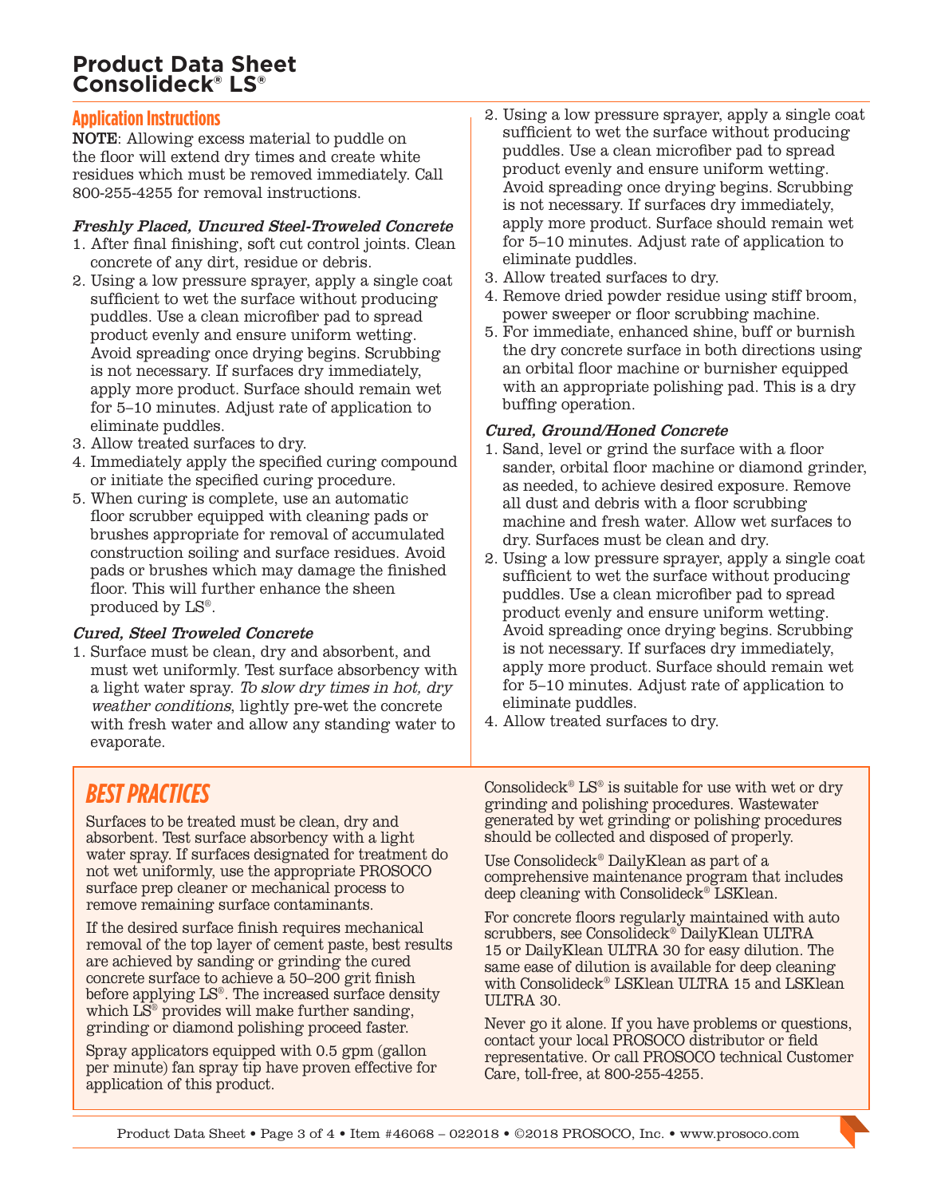## Application Instructions

**NOTE**: Allowing excess material to puddle on the floor will extend dry times and create white residues which must be removed immediately. Call 800-255-4255 for removal instructions.

### *Freshly Placed, Uncured Steel-Troweled Concrete*

1. After final finishing, soft cut control joints. Clean concrete of any dirt, residue or debris.
2. Using a low pressure sprayer, apply a single coat sufficient to wet the surface without producing puddles. Use a clean microfiber pad to spread product evenly and ensure uniform wetting. Avoid spreading once drying begins. Scrubbing is not necessary. If surfaces dry immediately, apply more product. Surface should remain wet for 5–10 minutes. Adjust rate of application to eliminate puddles.
3. Allow treated surfaces to dry.
4. Immediately apply the specified curing compound or initiate the specified curing procedure.
5. When curing is complete, use an automatic floor scrubber equipped with cleaning pads or brushes appropriate for removal of accumulated construction soiling and surface residues. Avoid pads or brushes which may damage the finished floor. This will further enhance the sheen produced by LS®.

### *Cured, Steel Troweled Concrete*

1. Surface must be clean, dry and absorbent, and must wet uniformly. Test surface absorbency with a light water spray. *To slow dry times in hot, dry weather conditions*, lightly pre-wet the concrete with fresh water and allow any standing water to evaporate.
2. Using a low pressure sprayer, apply a single coat sufficient to wet the surface without producing puddles. Use a clean microfiber pad to spread product evenly and ensure uniform wetting. Avoid spreading once drying begins. Scrubbing is not necessary. If surfaces dry immediately, apply more product. Surface should remain wet for 5–10 minutes. Adjust rate of application to eliminate puddles.
3. Allow treated surfaces to dry.
4. Remove dried powder residue using stiff broom, power sweeper or floor scrubbing machine.
5. For immediate, enhanced shine, buff or burnish the dry concrete surface in both directions using an orbital floor machine or burnisher equipped with an appropriate polishing pad. This is a dry buffing operation.

### *Cured, Ground/Honed Concrete*

1. Sand, level or grind the surface with a floor sander, orbital floor machine or diamond grinder, as needed, to achieve desired exposure. Remove all dust and debris with a floor scrubbing machine and fresh water. Allow wet surfaces to dry. Surfaces must be clean and dry.
2. Using a low pressure sprayer, apply a single coat sufficient to wet the surface without producing puddles. Use a clean microfiber pad to spread product evenly and ensure uniform wetting. Avoid spreading once drying begins. Scrubbing is not necessary. If surfaces dry immediately, apply more product. Surface should remain wet for 5–10 minutes. Adjust rate of application to eliminate puddles.
3. Allow treated surfaces to dry.

## *BEST PRACTICES*

Surfaces to be treated must be clean, dry and absorbent. Test surface absorbency with a light water spray. If surfaces designated for treatment do not wet uniformly, use the appropriate PROSOCO surface prep cleaner or mechanical process to remove remaining surface contaminants.

If the desired surface finish requires mechanical removal of the top layer of cement paste, best results are achieved by sanding or grinding the cured concrete surface to achieve a 50–200 grit finish before applying LS®. The increased surface density which LS® provides will make further sanding, grinding or diamond polishing proceed faster.

Spray applicators equipped with 0.5 gpm (gallon per minute) fan spray tip have proven effective for application of this product.

Consolideck® LS® is suitable for use with wet or dry grinding and polishing procedures. Wastewater generated by wet grinding or polishing procedures should be collected and disposed of properly.

Use Consolideck® DailyKlean as part of a comprehensive maintenance program that includes deep cleaning with Consolideck® LSKlean.

For concrete floors regularly maintained with auto scrubbers, see Consolideck® DailyKlean ULTRA 15 or DailyKlean ULTRA 30 for easy dilution. The same ease of dilution is available for deep cleaning with Consolideck® LSKlean ULTRA 15 and LSKlean ULTRA 30.

Never go it alone. If you have problems or questions, contact your local PROSOCO distributor or field representative. Or call PROSOCO technical Customer Care, toll-free, at 800-255-4255.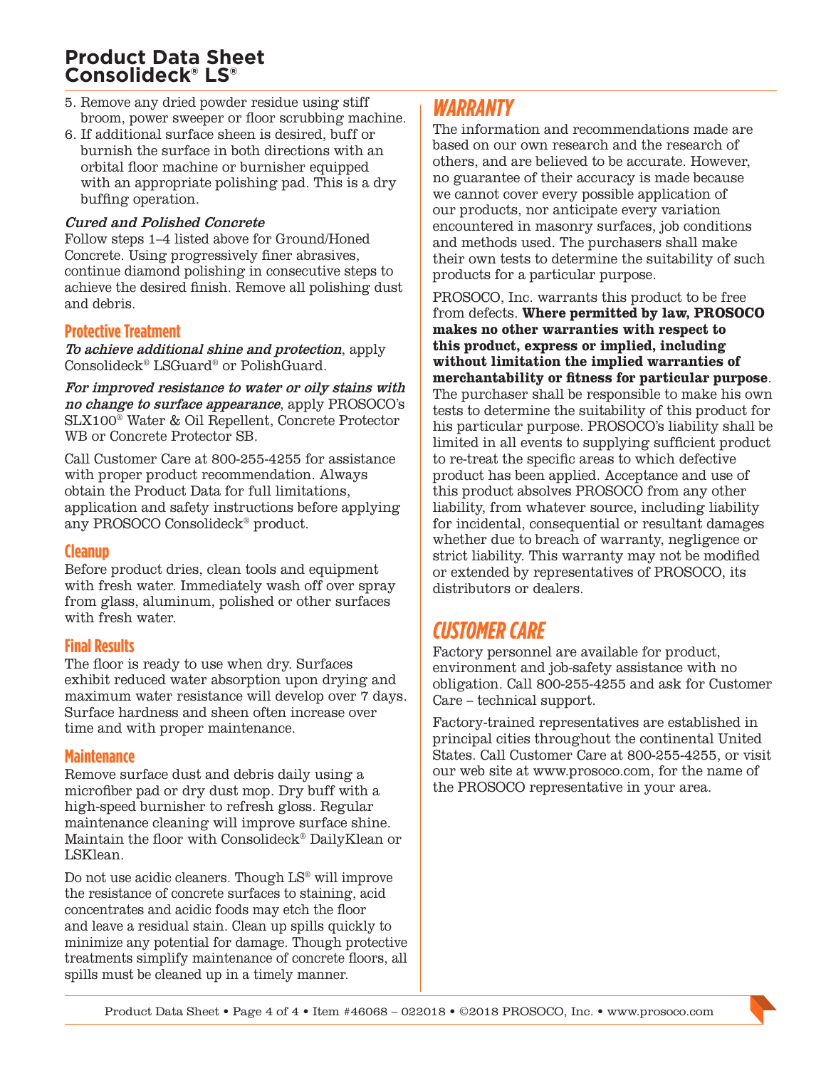5. Remove any dried powder residue using stiff broom, power sweeper or floor scrubbing machine.
6. If additional surface sheen is desired, buff or burnish the surface in both directions with an orbital floor machine or burnisher equipped with an appropriate polishing pad. This is a dry buffing operation.

***Cured and Polished Concrete***

Follow steps 1–4 listed above for Ground/Honed Concrete. Using progressively finer abrasives, continue diamond polishing in consecutive steps to achieve the desired finish. Remove all polishing dust and debris.

## Protective Treatment

***To achieve additional shine and protection***, apply Consolideck® LSGuard® or PolishGuard.

***For improved resistance to water or oily stains with no change to surface appearance***, apply PROSOCO's SLX100® Water & Oil Repellent, Concrete Protector WB or Concrete Protector SB.

Call Customer Care at 800-255-4255 for assistance with proper product recommendation. Always obtain the Product Data for full limitations, application and safety instructions before applying any PROSOCO Consolideck® product.

## Cleanup

Before product dries, clean tools and equipment with fresh water. Immediately wash off over spray from glass, aluminum, polished or other surfaces with fresh water.

## Final Results

The floor is ready to use when dry. Surfaces exhibit reduced water absorption upon drying and maximum water resistance will develop over 7 days. Surface hardness and sheen often increase over time and with proper maintenance.

## Maintenance

Remove surface dust and debris daily using a microfiber pad or dry dust mop. Dry buff with a high-speed burnisher to refresh gloss. Regular maintenance cleaning will improve surface shine. Maintain the floor with Consolideck® DailyKlean or LSKlean.

Do not use acidic cleaners. Though LS® will improve the resistance of concrete surfaces to staining, acid concentrates and acidic foods may etch the floor and leave a residual stain. Clean up spills quickly to minimize any potential for damage. Though protective treatments simplify maintenance of concrete floors, all spills must be cleaned up in a timely manner.

# *WARRANTY*

The information and recommendations made are based on our own research and the research of others, and are believed to be accurate. However, no guarantee of their accuracy is made because we cannot cover every possible application of our products, nor anticipate every variation encountered in masonry surfaces, job conditions and methods used. The purchasers shall make their own tests to determine the suitability of such products for a particular purpose.

PROSOCO, Inc. warrants this product to be free from defects. **Where permitted by law, PROSOCO makes no other warranties with respect to this product, express or implied, including without limitation the implied warranties of merchantability or fitness for particular purpose**. The purchaser shall be responsible to make his own tests to determine the suitability of this product for his particular purpose. PROSOCO's liability shall be limited in all events to supplying sufficient product to re-treat the specific areas to which defective product has been applied. Acceptance and use of this product absolves PROSOCO from any other liability, from whatever source, including liability for incidental, consequential or resultant damages whether due to breach of warranty, negligence or strict liability. This warranty may not be modified or extended by representatives of PROSOCO, its distributors or dealers.

# *CUSTOMER CARE*

Factory personnel are available for product, environment and job-safety assistance with no obligation. Call 800-255-4255 and ask for Customer Care – technical support.

Factory-trained representatives are established in principal cities throughout the continental United States. Call Customer Care at 800-255-4255, or visit our web site at www.prosoco.com, for the name of the PROSOCO representative in your area.